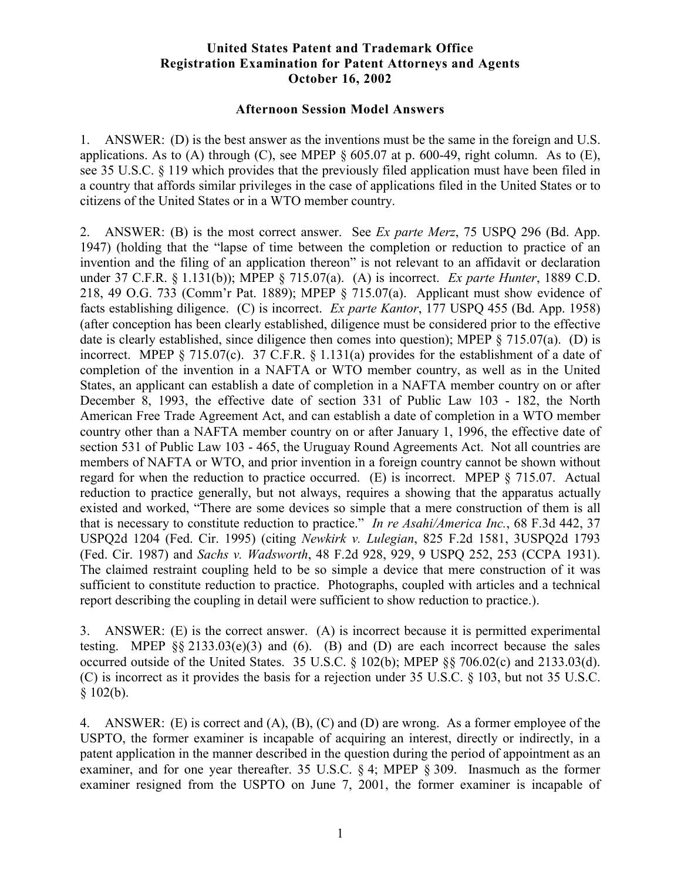**United States Patent and Trademark Office**
**Registration Examination for Patent Attorneys and Agents**
**October 16, 2002**

**Afternoon Session Model Answers**

1. ANSWER: (D) is the best answer as the inventions must be the same in the foreign and U.S. applications. As to (A) through (C), see MPEP § 605.07 at p. 600-49, right column. As to (E), see 35 U.S.C. § 119 which provides that the previously filed application must have been filed in a country that affords similar privileges in the case of applications filed in the United States or to citizens of the United States or in a WTO member country.

2. ANSWER: (B) is the most correct answer. See *Ex parte Merz*, 75 USPQ 296 (Bd. App. 1947) (holding that the "lapse of time between the completion or reduction to practice of an invention and the filing of an application thereon" is not relevant to an affidavit or declaration under 37 C.F.R. § 1.131(b)); MPEP § 715.07(a). (A) is incorrect. *Ex parte Hunter*, 1889 C.D. 218, 49 O.G. 733 (Comm'r Pat. 1889); MPEP § 715.07(a). Applicant must show evidence of facts establishing diligence. (C) is incorrect. *Ex parte Kantor*, 177 USPQ 455 (Bd. App. 1958) (after conception has been clearly established, diligence must be considered prior to the effective date is clearly established, since diligence then comes into question); MPEP § 715.07(a). (D) is incorrect. MPEP § 715.07(c). 37 C.F.R. § 1.131(a) provides for the establishment of a date of completion of the invention in a NAFTA or WTO member country, as well as in the United States, an applicant can establish a date of completion in a NAFTA member country on or after December 8, 1993, the effective date of section 331 of Public Law 103 - 182, the North American Free Trade Agreement Act, and can establish a date of completion in a WTO member country other than a NAFTA member country on or after January 1, 1996, the effective date of section 531 of Public Law 103 - 465, the Uruguay Round Agreements Act. Not all countries are members of NAFTA or WTO, and prior invention in a foreign country cannot be shown without regard for when the reduction to practice occurred. (E) is incorrect. MPEP § 715.07. Actual reduction to practice generally, but not always, requires a showing that the apparatus actually existed and worked, "There are some devices so simple that a mere construction of them is all that is necessary to constitute reduction to practice." *In re Asahi/America Inc.*, 68 F.3d 442, 37 USPQ2d 1204 (Fed. Cir. 1995) (citing *Newkirk v. Lulegian*, 825 F.2d 1581, 3USPQ2d 1793 (Fed. Cir. 1987) and *Sachs v. Wadsworth*, 48 F.2d 928, 929, 9 USPQ 252, 253 (CCPA 1931). The claimed restraint coupling held to be so simple a device that mere construction of it was sufficient to constitute reduction to practice. Photographs, coupled with articles and a technical report describing the coupling in detail were sufficient to show reduction to practice.).

3. ANSWER: (E) is the correct answer. (A) is incorrect because it is permitted experimental testing. MPEP §§ 2133.03(e)(3) and (6). (B) and (D) are each incorrect because the sales occurred outside of the United States. 35 U.S.C. § 102(b); MPEP §§ 706.02(c) and 2133.03(d). (C) is incorrect as it provides the basis for a rejection under 35 U.S.C. § 103, but not 35 U.S.C. § 102(b).

4. ANSWER: (E) is correct and (A), (B), (C) and (D) are wrong. As a former employee of the USPTO, the former examiner is incapable of acquiring an interest, directly or indirectly, in a patent application in the manner described in the question during the period of appointment as an examiner, and for one year thereafter. 35 U.S.C. § 4; MPEP § 309. Inasmuch as the former examiner resigned from the USPTO on June 7, 2001, the former examiner is incapable of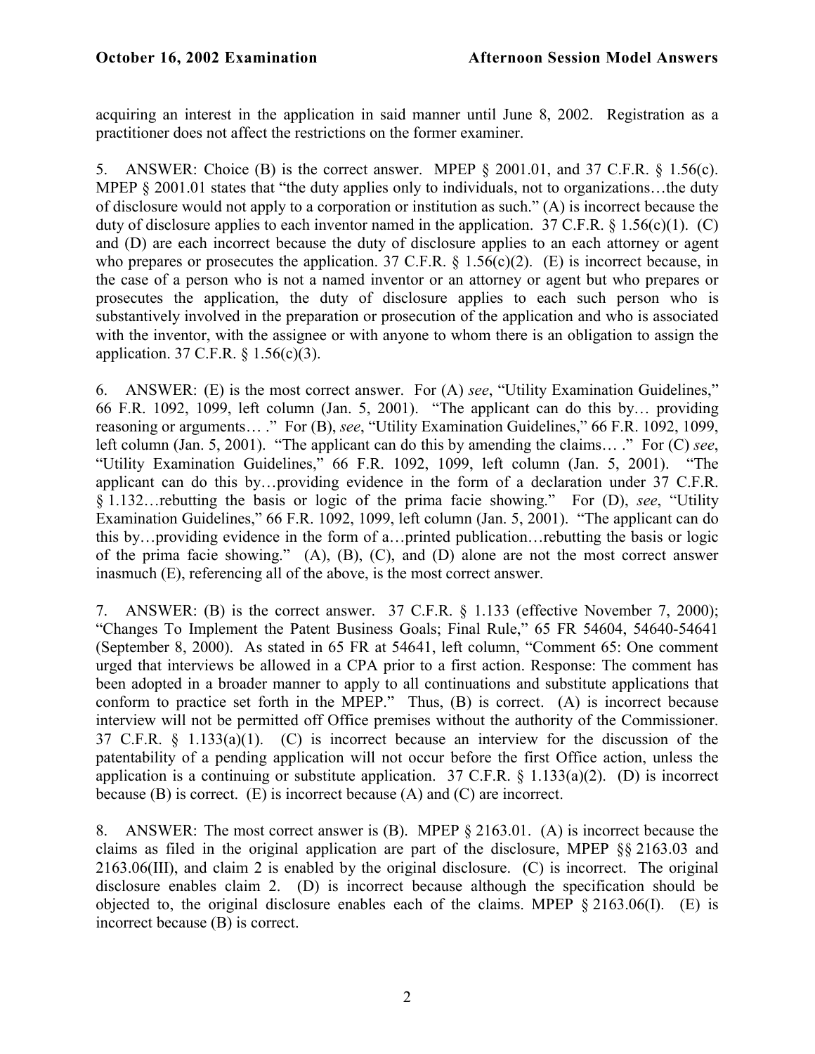acquiring an interest in the application in said manner until June 8, 2002. Registration as a practitioner does not affect the restrictions on the former examiner.

5. ANSWER: Choice (B) is the correct answer. MPEP § 2001.01, and 37 C.F.R. § 1.56(c). MPEP § 2001.01 states that "the duty applies only to individuals, not to organizations…the duty of disclosure would not apply to a corporation or institution as such." (A) is incorrect because the duty of disclosure applies to each inventor named in the application. 37 C.F.R. § 1.56(c)(1). (C) and (D) are each incorrect because the duty of disclosure applies to an each attorney or agent who prepares or prosecutes the application. 37 C.F.R. § 1.56(c)(2). (E) is incorrect because, in the case of a person who is not a named inventor or an attorney or agent but who prepares or prosecutes the application, the duty of disclosure applies to each such person who is substantively involved in the preparation or prosecution of the application and who is associated with the inventor, with the assignee or with anyone to whom there is an obligation to assign the application. 37 C.F.R. § 1.56(c)(3).

6. ANSWER: (E) is the most correct answer. For (A) *see*, "Utility Examination Guidelines," 66 F.R. 1092, 1099, left column (Jan. 5, 2001). "The applicant can do this by… providing reasoning or arguments… ." For (B), *see*, "Utility Examination Guidelines," 66 F.R. 1092, 1099, left column (Jan. 5, 2001). "The applicant can do this by amending the claims… ." For (C) *see*, "Utility Examination Guidelines," 66 F.R. 1092, 1099, left column (Jan. 5, 2001). "The applicant can do this by…providing evidence in the form of a declaration under 37 C.F.R. § 1.132…rebutting the basis or logic of the prima facie showing." For (D), *see*, "Utility Examination Guidelines," 66 F.R. 1092, 1099, left column (Jan. 5, 2001). "The applicant can do this by…providing evidence in the form of a…printed publication…rebutting the basis or logic of the prima facie showing." (A), (B), (C), and (D) alone are not the most correct answer inasmuch (E), referencing all of the above, is the most correct answer.

7. ANSWER: (B) is the correct answer. 37 C.F.R. § 1.133 (effective November 7, 2000); "Changes To Implement the Patent Business Goals; Final Rule," 65 FR 54604, 54640-54641 (September 8, 2000). As stated in 65 FR at 54641, left column, "Comment 65: One comment urged that interviews be allowed in a CPA prior to a first action. Response: The comment has been adopted in a broader manner to apply to all continuations and substitute applications that conform to practice set forth in the MPEP." Thus, (B) is correct. (A) is incorrect because interview will not be permitted off Office premises without the authority of the Commissioner. 37 C.F.R. § 1.133(a)(1). (C) is incorrect because an interview for the discussion of the patentability of a pending application will not occur before the first Office action, unless the application is a continuing or substitute application. 37 C.F.R. § 1.133(a)(2). (D) is incorrect because (B) is correct. (E) is incorrect because (A) and (C) are incorrect.

8. ANSWER: The most correct answer is (B). MPEP § 2163.01. (A) is incorrect because the claims as filed in the original application are part of the disclosure, MPEP §§ 2163.03 and 2163.06(III), and claim 2 is enabled by the original disclosure. (C) is incorrect. The original disclosure enables claim 2. (D) is incorrect because although the specification should be objected to, the original disclosure enables each of the claims. MPEP § 2163.06(I). (E) is incorrect because (B) is correct.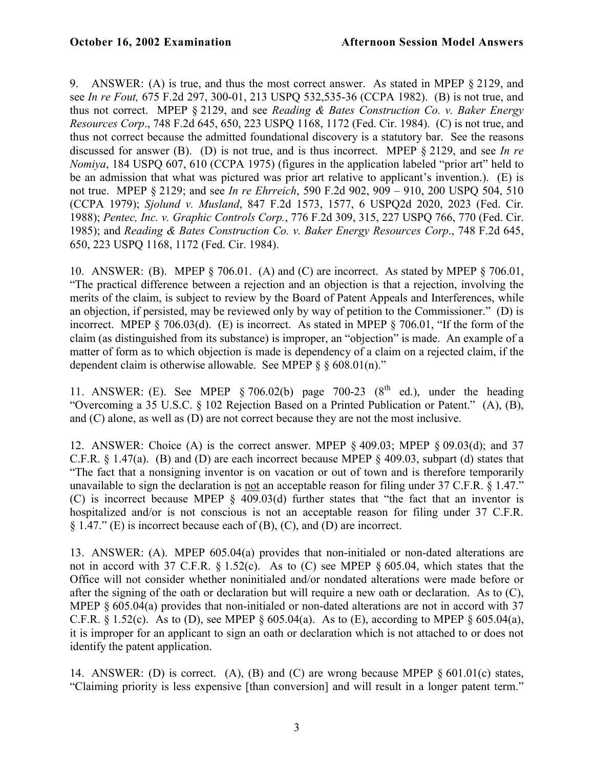9. ANSWER: (A) is true, and thus the most correct answer. As stated in MPEP § 2129, and see *In re Fout,* 675 F.2d 297, 300-01, 213 USPQ 532,535-36 (CCPA 1982). (B) is not true, and thus not correct. MPEP § 2129, and see *Reading & Bates Construction Co. v. Baker Energy Resources Corp*., 748 F.2d 645, 650, 223 USPQ 1168, 1172 (Fed. Cir. 1984). (C) is not true, and thus not correct because the admitted foundational discovery is a statutory bar. See the reasons discussed for answer (B). (D) is not true, and is thus incorrect. MPEP § 2129, and see *In re Nomiya*, 184 USPQ 607, 610 (CCPA 1975) (figures in the application labeled "prior art" held to be an admission that what was pictured was prior art relative to applicant's invention.). (E) is not true. MPEP § 2129; and see *In re Ehrreich*, 590 F.2d 902, 909 – 910, 200 USPQ 504, 510 (CCPA 1979); *Sjolund v. Musland*, 847 F.2d 1573, 1577, 6 USPQ2d 2020, 2023 (Fed. Cir. 1988); *Pentec, Inc. v. Graphic Controls Corp.*, 776 F.2d 309, 315, 227 USPQ 766, 770 (Fed. Cir. 1985); and *Reading & Bates Construction Co. v. Baker Energy Resources Corp*., 748 F.2d 645, 650, 223 USPQ 1168, 1172 (Fed. Cir. 1984).

10. ANSWER: (B). MPEP § 706.01. (A) and (C) are incorrect. As stated by MPEP § 706.01, "The practical difference between a rejection and an objection is that a rejection, involving the merits of the claim, is subject to review by the Board of Patent Appeals and Interferences, while an objection, if persisted, may be reviewed only by way of petition to the Commissioner." (D) is incorrect. MPEP § 706.03(d). (E) is incorrect. As stated in MPEP § 706.01, "If the form of the claim (as distinguished from its substance) is improper, an "objection" is made. An example of a matter of form as to which objection is made is dependency of a claim on a rejected claim, if the dependent claim is otherwise allowable. See MPEP § § 608.01(n)."

11. ANSWER: (E). See MPEP § 706.02(b) page 700-23 (8th ed.), under the heading "Overcoming a 35 U.S.C. § 102 Rejection Based on a Printed Publication or Patent." (A), (B), and (C) alone, as well as (D) are not correct because they are not the most inclusive.

12. ANSWER: Choice (A) is the correct answer. MPEP § 409.03; MPEP § 09.03(d); and 37 C.F.R. § 1.47(a). (B) and (D) are each incorrect because MPEP § 409.03, subpart (d) states that "The fact that a nonsigning inventor is on vacation or out of town and is therefore temporarily unavailable to sign the declaration is not an acceptable reason for filing under 37 C.F.R. § 1.47." (C) is incorrect because MPEP § 409.03(d) further states that "the fact that an inventor is hospitalized and/or is not conscious is not an acceptable reason for filing under 37 C.F.R. § 1.47." (E) is incorrect because each of (B), (C), and (D) are incorrect.

13. ANSWER: (A). MPEP 605.04(a) provides that non-initialed or non-dated alterations are not in accord with 37 C.F.R. § 1.52(c). As to (C) see MPEP § 605.04, which states that the Office will not consider whether noninitialed and/or nondated alterations were made before or after the signing of the oath or declaration but will require a new oath or declaration. As to (C), MPEP § 605.04(a) provides that non-initialed or non-dated alterations are not in accord with 37 C.F.R. § 1.52(c). As to (D), see MPEP § 605.04(a). As to (E), according to MPEP § 605.04(a), it is improper for an applicant to sign an oath or declaration which is not attached to or does not identify the patent application.

14. ANSWER: (D) is correct. (A), (B) and (C) are wrong because MPEP § 601.01(c) states, "Claiming priority is less expensive [than conversion] and will result in a longer patent term."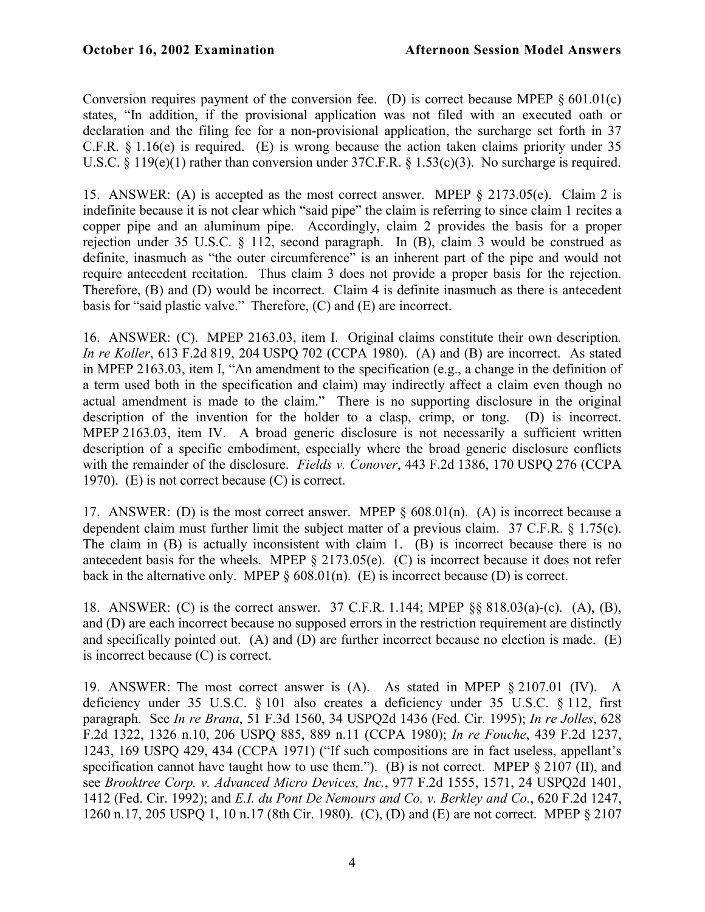Conversion requires payment of the conversion fee. (D) is correct because MPEP § 601.01(c) states, "In addition, if the provisional application was not filed with an executed oath or declaration and the filing fee for a non-provisional application, the surcharge set forth in 37 C.F.R. § 1.16(e) is required. (E) is wrong because the action taken claims priority under 35 U.S.C. § 119(e)(1) rather than conversion under 37C.F.R. § 1.53(c)(3). No surcharge is required.

15. ANSWER: (A) is accepted as the most correct answer. MPEP § 2173.05(e). Claim 2 is indefinite because it is not clear which "said pipe" the claim is referring to since claim 1 recites a copper pipe and an aluminum pipe. Accordingly, claim 2 provides the basis for a proper rejection under 35 U.S.C. § 112, second paragraph. In (B), claim 3 would be construed as definite, inasmuch as "the outer circumference" is an inherent part of the pipe and would not require antecedent recitation. Thus claim 3 does not provide a proper basis for the rejection. Therefore, (B) and (D) would be incorrect. Claim 4 is definite inasmuch as there is antecedent basis for "said plastic valve." Therefore, (C) and (E) are incorrect.

16. ANSWER: (C). MPEP 2163.03, item I. Original claims constitute their own description. *In re Koller*, 613 F.2d 819, 204 USPQ 702 (CCPA 1980). (A) and (B) are incorrect. As stated in MPEP 2163.03, item I, "An amendment to the specification (e.g., a change in the definition of a term used both in the specification and claim) may indirectly affect a claim even though no actual amendment is made to the claim." There is no supporting disclosure in the original description of the invention for the holder to a clasp, crimp, or tong. (D) is incorrect. MPEP 2163.03, item IV. A broad generic disclosure is not necessarily a sufficient written description of a specific embodiment, especially where the broad generic disclosure conflicts with the remainder of the disclosure. *Fields v. Conover*, 443 F.2d 1386, 170 USPQ 276 (CCPA 1970). (E) is not correct because (C) is correct.

17. ANSWER: (D) is the most correct answer. MPEP § 608.01(n). (A) is incorrect because a dependent claim must further limit the subject matter of a previous claim. 37 C.F.R. § 1.75(c). The claim in (B) is actually inconsistent with claim 1. (B) is incorrect because there is no antecedent basis for the wheels. MPEP § 2173.05(e). (C) is incorrect because it does not refer back in the alternative only. MPEP § 608.01(n). (E) is incorrect because (D) is correct.

18. ANSWER: (C) is the correct answer. 37 C.F.R. 1.144; MPEP §§ 818.03(a)-(c). (A), (B), and (D) are each incorrect because no supposed errors in the restriction requirement are distinctly and specifically pointed out. (A) and (D) are further incorrect because no election is made. (E) is incorrect because (C) is correct.

19. ANSWER: The most correct answer is (A). As stated in MPEP § 2107.01 (IV). A deficiency under 35 U.S.C. § 101 also creates a deficiency under 35 U.S.C. § 112, first paragraph. See *In re Brana*, 51 F.3d 1560, 34 USPQ2d 1436 (Fed. Cir. 1995); *In re Jolles*, 628 F.2d 1322, 1326 n.10, 206 USPQ 885, 889 n.11 (CCPA 1980); *In re Fouche*, 439 F.2d 1237, 1243, 169 USPQ 429, 434 (CCPA 1971) ("If such compositions are in fact useless, appellant's specification cannot have taught how to use them."). (B) is not correct. MPEP § 2107 (II), and see *Brooktree Corp. v. Advanced Micro Devices, Inc.*, 977 F.2d 1555, 1571, 24 USPQ2d 1401, 1412 (Fed. Cir. 1992); and *E.I. du Pont De Nemours and Co. v. Berkley and Co.*, 620 F.2d 1247, 1260 n.17, 205 USPQ 1, 10 n.17 (8th Cir. 1980). (C), (D) and (E) are not correct. MPEP § 2107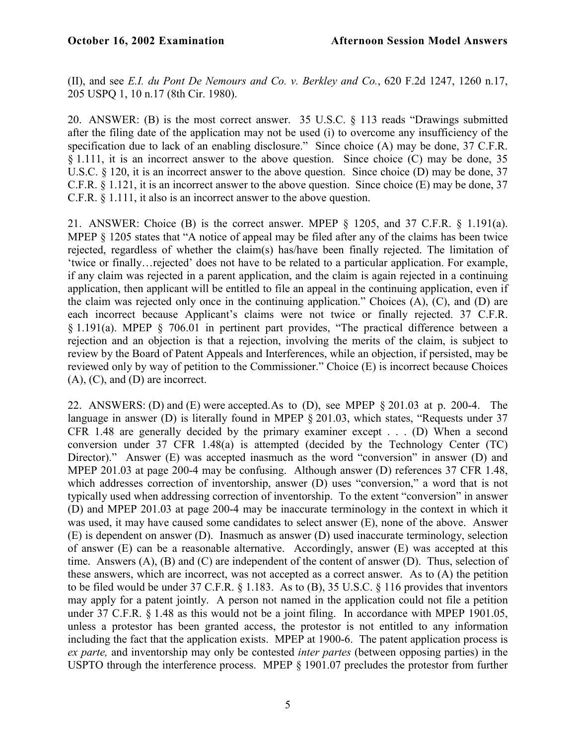(II), and see *E.I. du Pont De Nemours and Co. v. Berkley and Co.*, 620 F.2d 1247, 1260 n.17, 205 USPQ 1, 10 n.17 (8th Cir. 1980).

20. ANSWER: (B) is the most correct answer. 35 U.S.C. § 113 reads "Drawings submitted after the filing date of the application may not be used (i) to overcome any insufficiency of the specification due to lack of an enabling disclosure." Since choice (A) may be done, 37 C.F.R. § 1.111, it is an incorrect answer to the above question. Since choice (C) may be done, 35 U.S.C. § 120, it is an incorrect answer to the above question. Since choice (D) may be done, 37 C.F.R. § 1.121, it is an incorrect answer to the above question. Since choice (E) may be done, 37 C.F.R. § 1.111, it also is an incorrect answer to the above question.

21. ANSWER: Choice (B) is the correct answer. MPEP § 1205, and 37 C.F.R. § 1.191(a). MPEP § 1205 states that "A notice of appeal may be filed after any of the claims has been twice rejected, regardless of whether the claim(s) has/have been finally rejected. The limitation of 'twice or finally…rejected' does not have to be related to a particular application. For example, if any claim was rejected in a parent application, and the claim is again rejected in a continuing application, then applicant will be entitled to file an appeal in the continuing application, even if the claim was rejected only once in the continuing application." Choices (A), (C), and (D) are each incorrect because Applicant's claims were not twice or finally rejected. 37 C.F.R. § 1.191(a). MPEP § 706.01 in pertinent part provides, "The practical difference between a rejection and an objection is that a rejection, involving the merits of the claim, is subject to review by the Board of Patent Appeals and Interferences, while an objection, if persisted, may be reviewed only by way of petition to the Commissioner." Choice (E) is incorrect because Choices (A), (C), and (D) are incorrect.

22. ANSWERS: (D) and (E) were accepted.As to (D), see MPEP § 201.03 at p. 200-4. The language in answer (D) is literally found in MPEP § 201.03, which states, "Requests under 37 CFR 1.48 are generally decided by the primary examiner except . . . (D) When a second conversion under 37 CFR 1.48(a) is attempted (decided by the Technology Center (TC) Director)." Answer (E) was accepted inasmuch as the word "conversion" in answer (D) and MPEP 201.03 at page 200-4 may be confusing. Although answer (D) references 37 CFR 1.48, which addresses correction of inventorship, answer (D) uses "conversion," a word that is not typically used when addressing correction of inventorship. To the extent "conversion" in answer (D) and MPEP 201.03 at page 200-4 may be inaccurate terminology in the context in which it was used, it may have caused some candidates to select answer (E), none of the above. Answer (E) is dependent on answer (D). Inasmuch as answer (D) used inaccurate terminology, selection of answer (E) can be a reasonable alternative. Accordingly, answer (E) was accepted at this time. Answers (A), (B) and (C) are independent of the content of answer (D). Thus, selection of these answers, which are incorrect, was not accepted as a correct answer. As to (A) the petition to be filed would be under 37 C.F.R. § 1.183. As to (B), 35 U.S.C. § 116 provides that inventors may apply for a patent jointly. A person not named in the application could not file a petition under 37 C.F.R. § 1.48 as this would not be a joint filing. In accordance with MPEP 1901.05, unless a protestor has been granted access, the protestor is not entitled to any information including the fact that the application exists. MPEP at 1900-6. The patent application process is *ex parte,* and inventorship may only be contested *inter partes* (between opposing parties) in the USPTO through the interference process. MPEP § 1901.07 precludes the protestor from further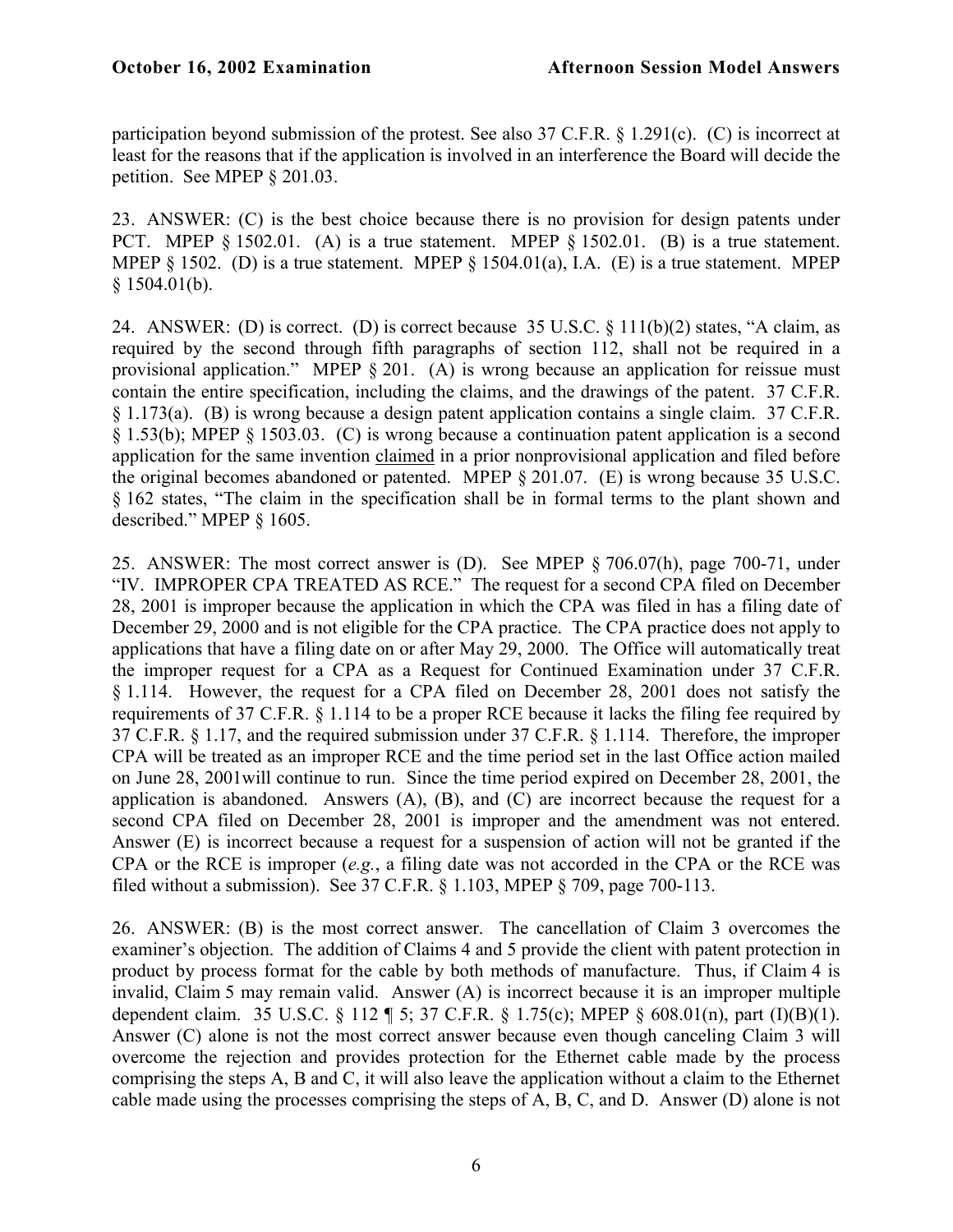participation beyond submission of the protest. See also 37 C.F.R. § 1.291(c). (C) is incorrect at least for the reasons that if the application is involved in an interference the Board will decide the petition. See MPEP § 201.03.

23. ANSWER: (C) is the best choice because there is no provision for design patents under PCT. MPEP § 1502.01. (A) is a true statement. MPEP § 1502.01. (B) is a true statement. MPEP § 1502. (D) is a true statement. MPEP § 1504.01(a), I.A. (E) is a true statement. MPEP § 1504.01(b).

24. ANSWER: (D) is correct. (D) is correct because 35 U.S.C. § 111(b)(2) states, "A claim, as required by the second through fifth paragraphs of section 112, shall not be required in a provisional application." MPEP § 201. (A) is wrong because an application for reissue must contain the entire specification, including the claims, and the drawings of the patent. 37 C.F.R. § 1.173(a). (B) is wrong because a design patent application contains a single claim. 37 C.F.R. § 1.53(b); MPEP § 1503.03. (C) is wrong because a continuation patent application is a second application for the same invention claimed in a prior nonprovisional application and filed before the original becomes abandoned or patented. MPEP § 201.07. (E) is wrong because 35 U.S.C. § 162 states, "The claim in the specification shall be in formal terms to the plant shown and described." MPEP § 1605.

25. ANSWER: The most correct answer is (D). See MPEP § 706.07(h), page 700-71, under "IV. IMPROPER CPA TREATED AS RCE." The request for a second CPA filed on December 28, 2001 is improper because the application in which the CPA was filed in has a filing date of December 29, 2000 and is not eligible for the CPA practice. The CPA practice does not apply to applications that have a filing date on or after May 29, 2000. The Office will automatically treat the improper request for a CPA as a Request for Continued Examination under 37 C.F.R. § 1.114. However, the request for a CPA filed on December 28, 2001 does not satisfy the requirements of 37 C.F.R. § 1.114 to be a proper RCE because it lacks the filing fee required by 37 C.F.R. § 1.17, and the required submission under 37 C.F.R. § 1.114. Therefore, the improper CPA will be treated as an improper RCE and the time period set in the last Office action mailed on June 28, 2001will continue to run. Since the time period expired on December 28, 2001, the application is abandoned. Answers (A), (B), and (C) are incorrect because the request for a second CPA filed on December 28, 2001 is improper and the amendment was not entered. Answer (E) is incorrect because a request for a suspension of action will not be granted if the CPA or the RCE is improper (*e.g.*, a filing date was not accorded in the CPA or the RCE was filed without a submission). See 37 C.F.R. § 1.103, MPEP § 709, page 700-113.

26. ANSWER: (B) is the most correct answer. The cancellation of Claim 3 overcomes the examiner's objection. The addition of Claims 4 and 5 provide the client with patent protection in product by process format for the cable by both methods of manufacture. Thus, if Claim 4 is invalid, Claim 5 may remain valid. Answer (A) is incorrect because it is an improper multiple dependent claim. 35 U.S.C. § 112 ¶ 5; 37 C.F.R. § 1.75(c); MPEP § 608.01(n), part (I)(B)(1). Answer (C) alone is not the most correct answer because even though canceling Claim 3 will overcome the rejection and provides protection for the Ethernet cable made by the process comprising the steps A, B and C, it will also leave the application without a claim to the Ethernet cable made using the processes comprising the steps of A, B, C, and D. Answer (D) alone is not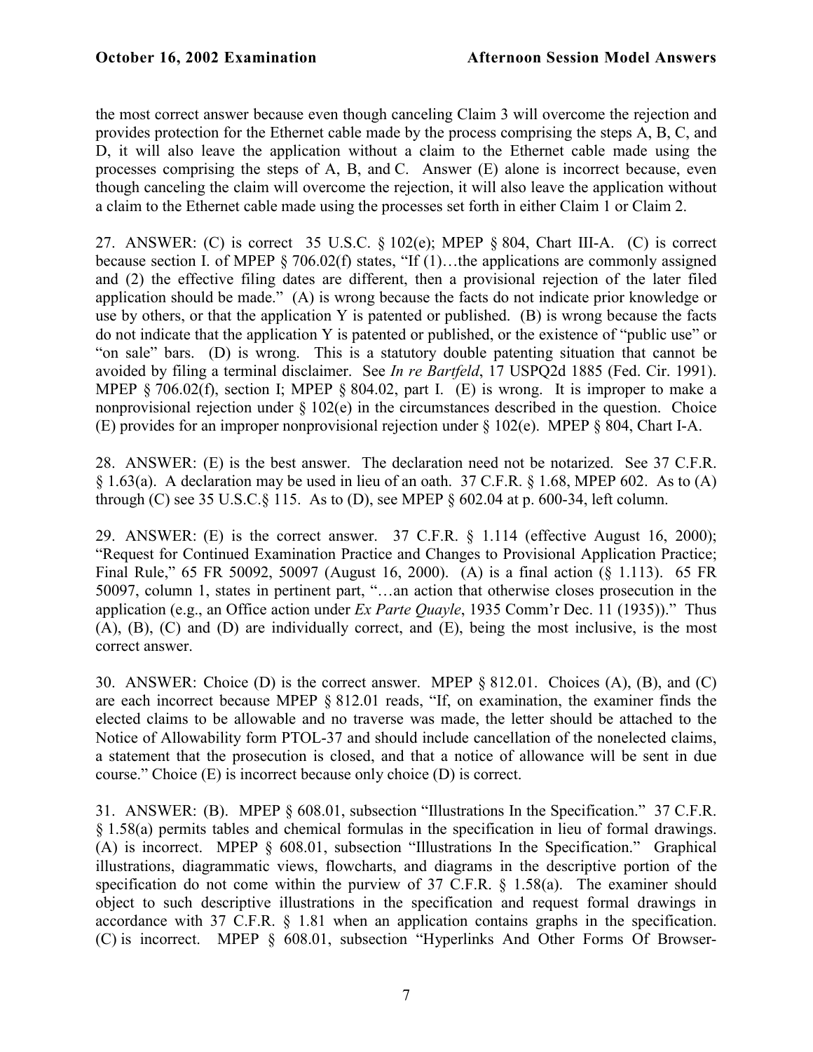the most correct answer because even though canceling Claim 3 will overcome the rejection and provides protection for the Ethernet cable made by the process comprising the steps A, B, C, and D, it will also leave the application without a claim to the Ethernet cable made using the processes comprising the steps of A, B, and C. Answer (E) alone is incorrect because, even though canceling the claim will overcome the rejection, it will also leave the application without a claim to the Ethernet cable made using the processes set forth in either Claim 1 or Claim 2.

27. ANSWER: (C) is correct 35 U.S.C. § 102(e); MPEP § 804, Chart III-A. (C) is correct because section I. of MPEP § 706.02(f) states, "If (1)…the applications are commonly assigned and (2) the effective filing dates are different, then a provisional rejection of the later filed application should be made." (A) is wrong because the facts do not indicate prior knowledge or use by others, or that the application Y is patented or published. (B) is wrong because the facts do not indicate that the application Y is patented or published, or the existence of "public use" or "on sale" bars. (D) is wrong. This is a statutory double patenting situation that cannot be avoided by filing a terminal disclaimer. See *In re Bartfeld*, 17 USPQ2d 1885 (Fed. Cir. 1991). MPEP § 706.02(f), section I; MPEP § 804.02, part I. (E) is wrong. It is improper to make a nonprovisional rejection under § 102(e) in the circumstances described in the question. Choice (E) provides for an improper nonprovisional rejection under § 102(e). MPEP § 804, Chart I-A.

28. ANSWER: (E) is the best answer. The declaration need not be notarized. See 37 C.F.R. § 1.63(a). A declaration may be used in lieu of an oath. 37 C.F.R. § 1.68, MPEP 602. As to (A) through (C) see 35 U.S.C.§ 115. As to (D), see MPEP § 602.04 at p. 600-34, left column.

29. ANSWER: (E) is the correct answer. 37 C.F.R. § 1.114 (effective August 16, 2000); "Request for Continued Examination Practice and Changes to Provisional Application Practice; Final Rule," 65 FR 50092, 50097 (August 16, 2000). (A) is a final action (§ 1.113). 65 FR 50097, column 1, states in pertinent part, "…an action that otherwise closes prosecution in the application (e.g., an Office action under *Ex Parte Quayle*, 1935 Comm'r Dec. 11 (1935))." Thus (A), (B), (C) and (D) are individually correct, and (E), being the most inclusive, is the most correct answer.

30. ANSWER: Choice (D) is the correct answer. MPEP § 812.01. Choices (A), (B), and (C) are each incorrect because MPEP § 812.01 reads, "If, on examination, the examiner finds the elected claims to be allowable and no traverse was made, the letter should be attached to the Notice of Allowability form PTOL-37 and should include cancellation of the nonelected claims, a statement that the prosecution is closed, and that a notice of allowance will be sent in due course." Choice (E) is incorrect because only choice (D) is correct.

31. ANSWER: (B). MPEP § 608.01, subsection "Illustrations In the Specification." 37 C.F.R. § 1.58(a) permits tables and chemical formulas in the specification in lieu of formal drawings. (A) is incorrect. MPEP § 608.01, subsection "Illustrations In the Specification." Graphical illustrations, diagrammatic views, flowcharts, and diagrams in the descriptive portion of the specification do not come within the purview of 37 C.F.R. § 1.58(a). The examiner should object to such descriptive illustrations in the specification and request formal drawings in accordance with 37 C.F.R. § 1.81 when an application contains graphs in the specification. (C) is incorrect. MPEP § 608.01, subsection "Hyperlinks And Other Forms Of Browser-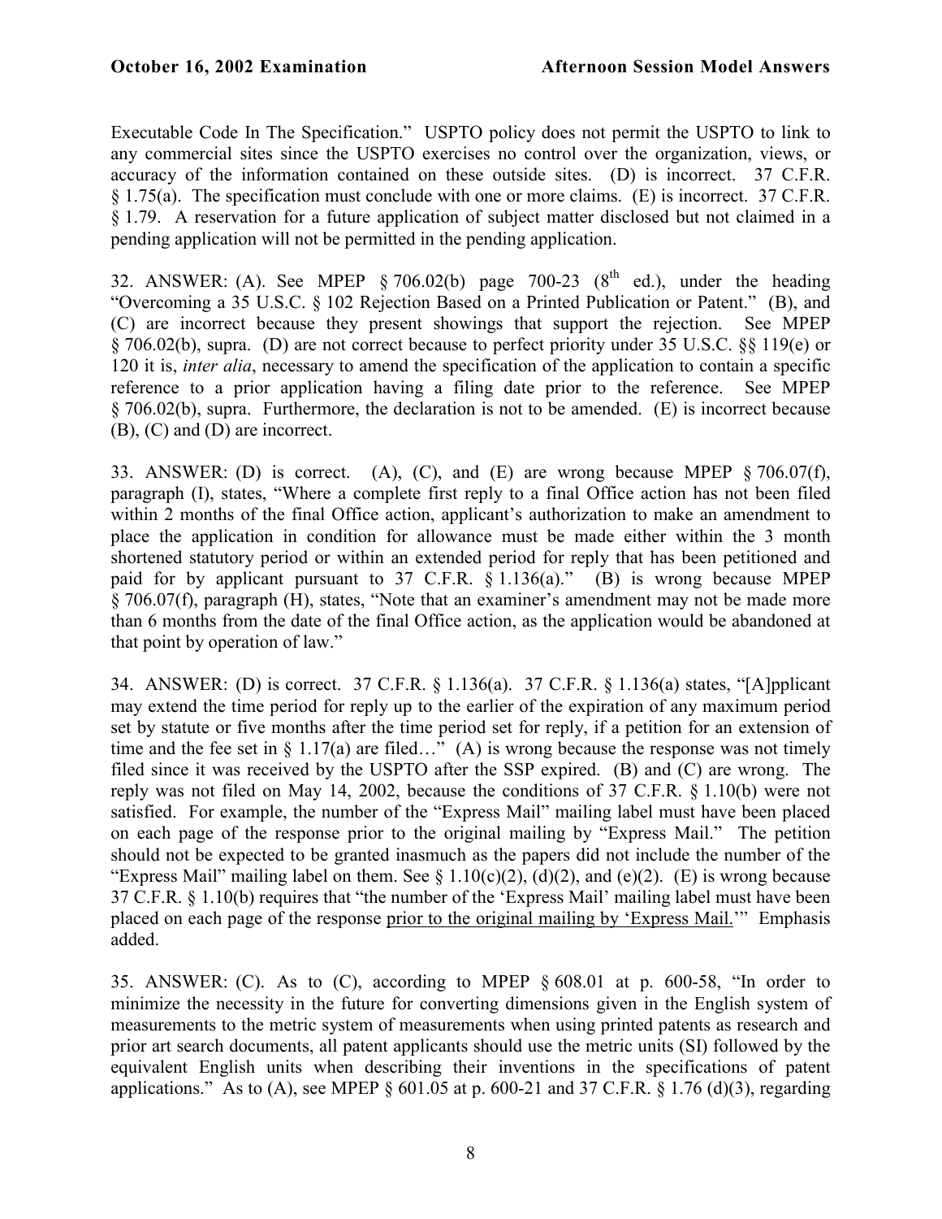Executable Code In The Specification." USPTO policy does not permit the USPTO to link to any commercial sites since the USPTO exercises no control over the organization, views, or accuracy of the information contained on these outside sites. (D) is incorrect. 37 C.F.R. § 1.75(a). The specification must conclude with one or more claims. (E) is incorrect. 37 C.F.R. § 1.79. A reservation for a future application of subject matter disclosed but not claimed in a pending application will not be permitted in the pending application.

32. ANSWER: (A). See MPEP § 706.02(b) page 700-23 (8th ed.), under the heading "Overcoming a 35 U.S.C. § 102 Rejection Based on a Printed Publication or Patent." (B), and (C) are incorrect because they present showings that support the rejection. See MPEP § 706.02(b), supra. (D) are not correct because to perfect priority under 35 U.S.C. §§ 119(e) or 120 it is, *inter alia*, necessary to amend the specification of the application to contain a specific reference to a prior application having a filing date prior to the reference. See MPEP § 706.02(b), supra. Furthermore, the declaration is not to be amended. (E) is incorrect because (B), (C) and (D) are incorrect.

33. ANSWER: (D) is correct. (A), (C), and (E) are wrong because MPEP § 706.07(f), paragraph (I), states, "Where a complete first reply to a final Office action has not been filed within 2 months of the final Office action, applicant's authorization to make an amendment to place the application in condition for allowance must be made either within the 3 month shortened statutory period or within an extended period for reply that has been petitioned and paid for by applicant pursuant to 37 C.F.R. § 1.136(a)." (B) is wrong because MPEP § 706.07(f), paragraph (H), states, "Note that an examiner's amendment may not be made more than 6 months from the date of the final Office action, as the application would be abandoned at that point by operation of law."

34. ANSWER: (D) is correct. 37 C.F.R. § 1.136(a). 37 C.F.R. § 1.136(a) states, "[A]pplicant may extend the time period for reply up to the earlier of the expiration of any maximum period set by statute or five months after the time period set for reply, if a petition for an extension of time and the fee set in § 1.17(a) are filed…" (A) is wrong because the response was not timely filed since it was received by the USPTO after the SSP expired. (B) and (C) are wrong. The reply was not filed on May 14, 2002, because the conditions of 37 C.F.R. § 1.10(b) were not satisfied. For example, the number of the "Express Mail" mailing label must have been placed on each page of the response prior to the original mailing by "Express Mail." The petition should not be expected to be granted inasmuch as the papers did not include the number of the "Express Mail" mailing label on them. See § 1.10(c)(2), (d)(2), and (e)(2). (E) is wrong because 37 C.F.R. § 1.10(b) requires that "the number of the 'Express Mail' mailing label must have been placed on each page of the response <u>prior to the original mailing by 'Express Mail.'</u>" Emphasis added.

35. ANSWER: (C). As to (C), according to MPEP § 608.01 at p. 600-58, "In order to minimize the necessity in the future for converting dimensions given in the English system of measurements to the metric system of measurements when using printed patents as research and prior art search documents, all patent applicants should use the metric units (SI) followed by the equivalent English units when describing their inventions in the specifications of patent applications." As to (A), see MPEP § 601.05 at p. 600-21 and 37 C.F.R. § 1.76 (d)(3), regarding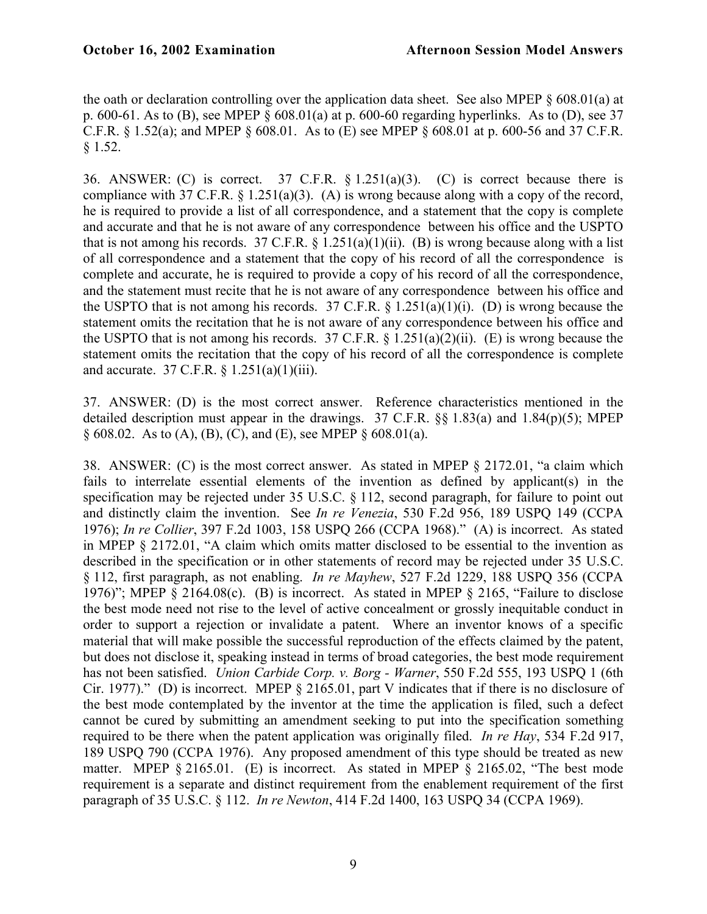the oath or declaration controlling over the application data sheet. See also MPEP § 608.01(a) at p. 600-61. As to (B), see MPEP § 608.01(a) at p. 600-60 regarding hyperlinks. As to (D), see 37 C.F.R. § 1.52(a); and MPEP § 608.01. As to (E) see MPEP § 608.01 at p. 600-56 and 37 C.F.R. § 1.52.

36. ANSWER: (C) is correct. 37 C.F.R. § 1.251(a)(3). (C) is correct because there is compliance with 37 C.F.R. § 1.251(a)(3). (A) is wrong because along with a copy of the record, he is required to provide a list of all correspondence, and a statement that the copy is complete and accurate and that he is not aware of any correspondence between his office and the USPTO that is not among his records. 37 C.F.R. § 1.251(a)(1)(ii). (B) is wrong because along with a list of all correspondence and a statement that the copy of his record of all the correspondence is complete and accurate, he is required to provide a copy of his record of all the correspondence, and the statement must recite that he is not aware of any correspondence between his office and the USPTO that is not among his records. 37 C.F.R. § 1.251(a)(1)(i). (D) is wrong because the statement omits the recitation that he is not aware of any correspondence between his office and the USPTO that is not among his records. 37 C.F.R. § 1.251(a)(2)(ii). (E) is wrong because the statement omits the recitation that the copy of his record of all the correspondence is complete and accurate. 37 C.F.R. § 1.251(a)(1)(iii).

37. ANSWER: (D) is the most correct answer. Reference characteristics mentioned in the detailed description must appear in the drawings. 37 C.F.R. §§ 1.83(a) and 1.84(p)(5); MPEP § 608.02. As to (A), (B), (C), and (E), see MPEP § 608.01(a).

38. ANSWER: (C) is the most correct answer. As stated in MPEP § 2172.01, "a claim which fails to interrelate essential elements of the invention as defined by applicant(s) in the specification may be rejected under 35 U.S.C. § 112, second paragraph, for failure to point out and distinctly claim the invention. See *In re Venezia*, 530 F.2d 956, 189 USPQ 149 (CCPA 1976); *In re Collier*, 397 F.2d 1003, 158 USPQ 266 (CCPA 1968)." (A) is incorrect. As stated in MPEP § 2172.01, "A claim which omits matter disclosed to be essential to the invention as described in the specification or in other statements of record may be rejected under 35 U.S.C. § 112, first paragraph, as not enabling. *In re Mayhew*, 527 F.2d 1229, 188 USPQ 356 (CCPA 1976)"; MPEP § 2164.08(c). (B) is incorrect. As stated in MPEP § 2165, "Failure to disclose the best mode need not rise to the level of active concealment or grossly inequitable conduct in order to support a rejection or invalidate a patent. Where an inventor knows of a specific material that will make possible the successful reproduction of the effects claimed by the patent, but does not disclose it, speaking instead in terms of broad categories, the best mode requirement has not been satisfied. *Union Carbide Corp. v. Borg - Warner*, 550 F.2d 555, 193 USPQ 1 (6th Cir. 1977)." (D) is incorrect. MPEP § 2165.01, part V indicates that if there is no disclosure of the best mode contemplated by the inventor at the time the application is filed, such a defect cannot be cured by submitting an amendment seeking to put into the specification something required to be there when the patent application was originally filed. *In re Hay*, 534 F.2d 917, 189 USPQ 790 (CCPA 1976). Any proposed amendment of this type should be treated as new matter. MPEP § 2165.01. (E) is incorrect. As stated in MPEP § 2165.02, "The best mode requirement is a separate and distinct requirement from the enablement requirement of the first paragraph of 35 U.S.C. § 112. *In re Newton*, 414 F.2d 1400, 163 USPQ 34 (CCPA 1969).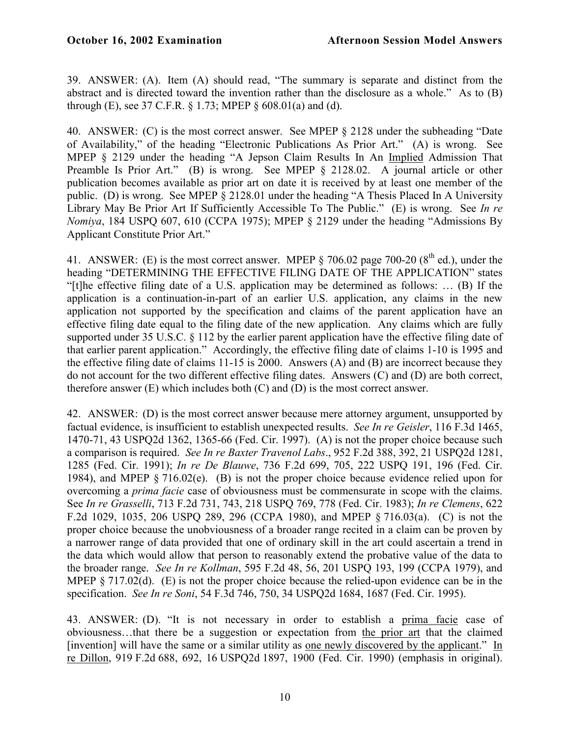39. ANSWER: (A). Item (A) should read, "The summary is separate and distinct from the abstract and is directed toward the invention rather than the disclosure as a whole." As to (B) through (E), see 37 C.F.R. § 1.73; MPEP § 608.01(a) and (d).

40. ANSWER: (C) is the most correct answer. See MPEP § 2128 under the subheading "Date of Availability," of the heading "Electronic Publications As Prior Art." (A) is wrong. See MPEP § 2129 under the heading "A Jepson Claim Results In An Implied Admission That Preamble Is Prior Art." (B) is wrong. See MPEP § 2128.02. A journal article or other publication becomes available as prior art on date it is received by at least one member of the public. (D) is wrong. See MPEP § 2128.01 under the heading "A Thesis Placed In A University Library May Be Prior Art If Sufficiently Accessible To The Public." (E) is wrong. See *In re Nomiya*, 184 USPQ 607, 610 (CCPA 1975); MPEP § 2129 under the heading "Admissions By Applicant Constitute Prior Art."

41. ANSWER: (E) is the most correct answer. MPEP § 706.02 page 700-20 (8th ed.), under the heading "DETERMINING THE EFFECTIVE FILING DATE OF THE APPLICATION" states "[t]he effective filing date of a U.S. application may be determined as follows: … (B) If the application is a continuation-in-part of an earlier U.S. application, any claims in the new application not supported by the specification and claims of the parent application have an effective filing date equal to the filing date of the new application. Any claims which are fully supported under 35 U.S.C. § 112 by the earlier parent application have the effective filing date of that earlier parent application." Accordingly, the effective filing date of claims 1-10 is 1995 and the effective filing date of claims 11-15 is 2000. Answers (A) and (B) are incorrect because they do not account for the two different effective filing dates. Answers (C) and (D) are both correct, therefore answer (E) which includes both (C) and (D) is the most correct answer.

42. ANSWER: (D) is the most correct answer because mere attorney argument, unsupported by factual evidence, is insufficient to establish unexpected results. *See In re Geisler*, 116 F.3d 1465, 1470-71, 43 USPQ2d 1362, 1365-66 (Fed. Cir. 1997). (A) is not the proper choice because such a comparison is required. *See In re Baxter Travenol Labs*., 952 F.2d 388, 392, 21 USPQ2d 1281, 1285 (Fed. Cir. 1991); *In re De Blauwe*, 736 F.2d 699, 705, 222 USPQ 191, 196 (Fed. Cir. 1984), and MPEP § 716.02(e). (B) is not the proper choice because evidence relied upon for overcoming a *prima facie* case of obviousness must be commensurate in scope with the claims. See *In re Grasselli*, 713 F.2d 731, 743, 218 USPQ 769, 778 (Fed. Cir. 1983); *In re Clemens*, 622 F.2d 1029, 1035, 206 USPQ 289, 296 (CCPA 1980), and MPEP § 716.03(a). (C) is not the proper choice because the unobviousness of a broader range recited in a claim can be proven by a narrower range of data provided that one of ordinary skill in the art could ascertain a trend in the data which would allow that person to reasonably extend the probative value of the data to the broader range. *See In re Kollman*, 595 F.2d 48, 56, 201 USPQ 193, 199 (CCPA 1979), and MPEP § 717.02(d). (E) is not the proper choice because the relied-upon evidence can be in the specification. *See In re Soni*, 54 F.3d 746, 750, 34 USPQ2d 1684, 1687 (Fed. Cir. 1995).

43. ANSWER: (D). "It is not necessary in order to establish a prima facie case of obviousness…that there be a suggestion or expectation from the prior art that the claimed [invention] will have the same or a similar utility as one newly discovered by the applicant." In re Dillon, 919 F.2d 688, 692, 16 USPQ2d 1897, 1900 (Fed. Cir. 1990) (emphasis in original).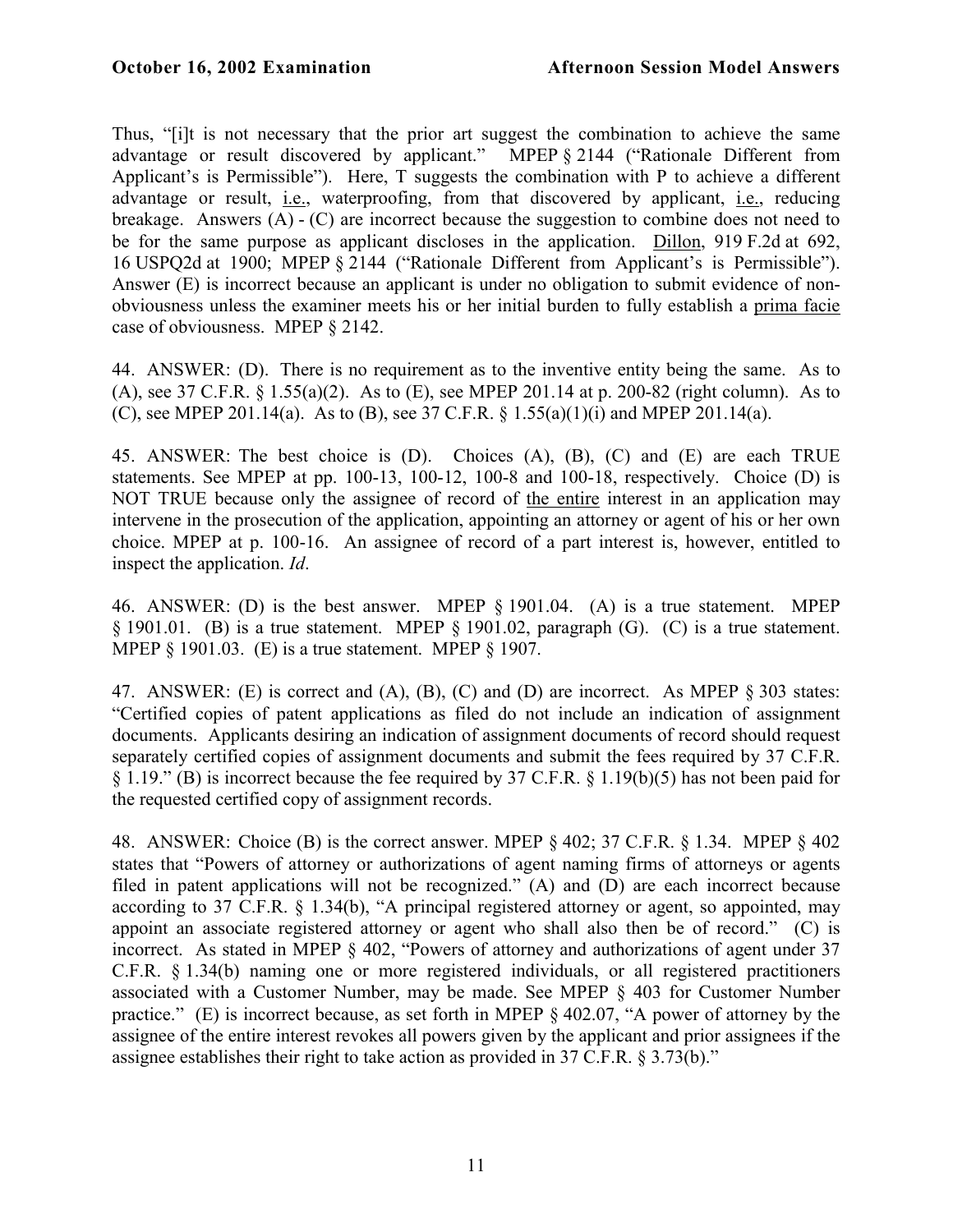Thus, "[i]t is not necessary that the prior art suggest the combination to achieve the same advantage or result discovered by applicant." MPEP § 2144 ("Rationale Different from Applicant's is Permissible"). Here, T suggests the combination with P to achieve a different advantage or result, i.e., waterproofing, from that discovered by applicant, i.e., reducing breakage. Answers (A) - (C) are incorrect because the suggestion to combine does not need to be for the same purpose as applicant discloses in the application. Dillon, 919 F.2d at 692, 16 USPQ2d at 1900; MPEP § 2144 ("Rationale Different from Applicant's is Permissible"). Answer (E) is incorrect because an applicant is under no obligation to submit evidence of non-obviousness unless the examiner meets his or her initial burden to fully establish a prima facie case of obviousness. MPEP § 2142.

44. ANSWER: (D). There is no requirement as to the inventive entity being the same. As to (A), see 37 C.F.R. § 1.55(a)(2). As to (E), see MPEP 201.14 at p. 200-82 (right column). As to (C), see MPEP 201.14(a). As to (B), see 37 C.F.R. § 1.55(a)(1)(i) and MPEP 201.14(a).

45. ANSWER: The best choice is (D). Choices (A), (B), (C) and (E) are each TRUE statements. See MPEP at pp. 100-13, 100-12, 100-8 and 100-18, respectively. Choice (D) is NOT TRUE because only the assignee of record of the entire interest in an application may intervene in the prosecution of the application, appointing an attorney or agent of his or her own choice. MPEP at p. 100-16. An assignee of record of a part interest is, however, entitled to inspect the application. *Id*.

46. ANSWER: (D) is the best answer. MPEP § 1901.04. (A) is a true statement. MPEP § 1901.01. (B) is a true statement. MPEP § 1901.02, paragraph (G). (C) is a true statement. MPEP § 1901.03. (E) is a true statement. MPEP § 1907.

47. ANSWER: (E) is correct and (A), (B), (C) and (D) are incorrect. As MPEP § 303 states: "Certified copies of patent applications as filed do not include an indication of assignment documents. Applicants desiring an indication of assignment documents of record should request separately certified copies of assignment documents and submit the fees required by 37 C.F.R. § 1.19." (B) is incorrect because the fee required by 37 C.F.R. § 1.19(b)(5) has not been paid for the requested certified copy of assignment records.

48. ANSWER: Choice (B) is the correct answer. MPEP § 402; 37 C.F.R. § 1.34. MPEP § 402 states that "Powers of attorney or authorizations of agent naming firms of attorneys or agents filed in patent applications will not be recognized." (A) and (D) are each incorrect because according to 37 C.F.R. § 1.34(b), "A principal registered attorney or agent, so appointed, may appoint an associate registered attorney or agent who shall also then be of record." (C) is incorrect. As stated in MPEP § 402, "Powers of attorney and authorizations of agent under 37 C.F.R. § 1.34(b) naming one or more registered individuals, or all registered practitioners associated with a Customer Number, may be made. See MPEP § 403 for Customer Number practice." (E) is incorrect because, as set forth in MPEP § 402.07, "A power of attorney by the assignee of the entire interest revokes all powers given by the applicant and prior assignees if the assignee establishes their right to take action as provided in 37 C.F.R. § 3.73(b)."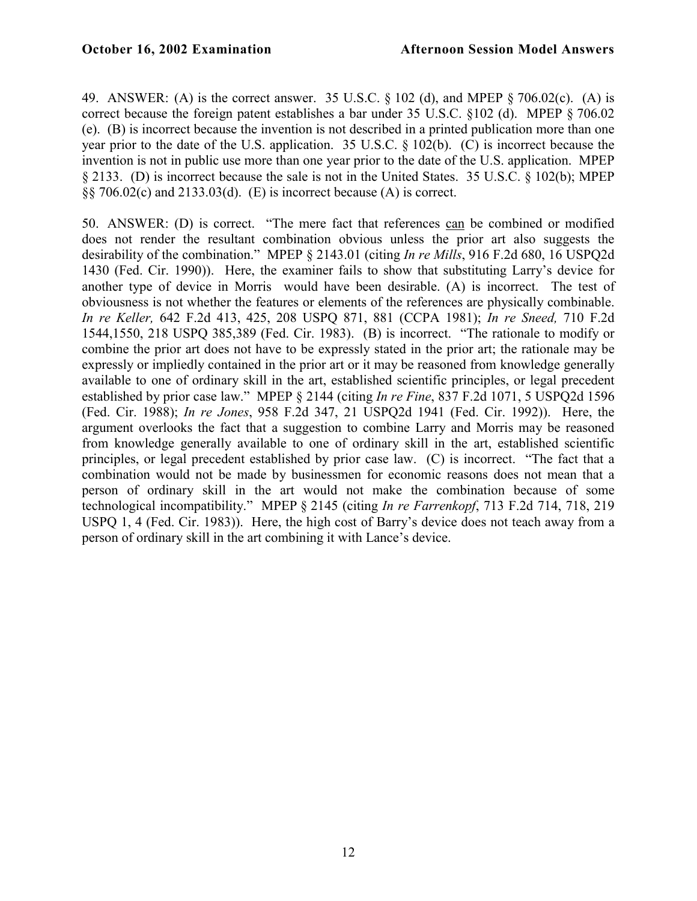49. ANSWER: (A) is the correct answer. 35 U.S.C. § 102 (d), and MPEP § 706.02(c). (A) is correct because the foreign patent establishes a bar under 35 U.S.C. §102 (d). MPEP § 706.02 (e). (B) is incorrect because the invention is not described in a printed publication more than one year prior to the date of the U.S. application. 35 U.S.C. § 102(b). (C) is incorrect because the invention is not in public use more than one year prior to the date of the U.S. application. MPEP § 2133. (D) is incorrect because the sale is not in the United States. 35 U.S.C. § 102(b); MPEP §§ 706.02(c) and 2133.03(d). (E) is incorrect because (A) is correct.

50. ANSWER: (D) is correct. "The mere fact that references <u>can</u> be combined or modified does not render the resultant combination obvious unless the prior art also suggests the desirability of the combination." MPEP § 2143.01 (citing *In re Mills*, 916 F.2d 680, 16 USPQ2d 1430 (Fed. Cir. 1990)). Here, the examiner fails to show that substituting Larry's device for another type of device in Morris would have been desirable. (A) is incorrect. The test of obviousness is not whether the features or elements of the references are physically combinable. *In re Keller,* 642 F.2d 413, 425, 208 USPQ 871, 881 (CCPA 1981); *In re Sneed,* 710 F.2d 1544,1550, 218 USPQ 385,389 (Fed. Cir. 1983). (B) is incorrect. "The rationale to modify or combine the prior art does not have to be expressly stated in the prior art; the rationale may be expressly or impliedly contained in the prior art or it may be reasoned from knowledge generally available to one of ordinary skill in the art, established scientific principles, or legal precedent established by prior case law." MPEP § 2144 (citing *In re Fine*, 837 F.2d 1071, 5 USPQ2d 1596 (Fed. Cir. 1988); *In re Jones*, 958 F.2d 347, 21 USPQ2d 1941 (Fed. Cir. 1992)). Here, the argument overlooks the fact that a suggestion to combine Larry and Morris may be reasoned from knowledge generally available to one of ordinary skill in the art, established scientific principles, or legal precedent established by prior case law. (C) is incorrect. "The fact that a combination would not be made by businessmen for economic reasons does not mean that a person of ordinary skill in the art would not make the combination because of some technological incompatibility." MPEP § 2145 (citing *In re Farrenkopf*, 713 F.2d 714, 718, 219 USPQ 1, 4 (Fed. Cir. 1983)). Here, the high cost of Barry's device does not teach away from a person of ordinary skill in the art combining it with Lance's device.